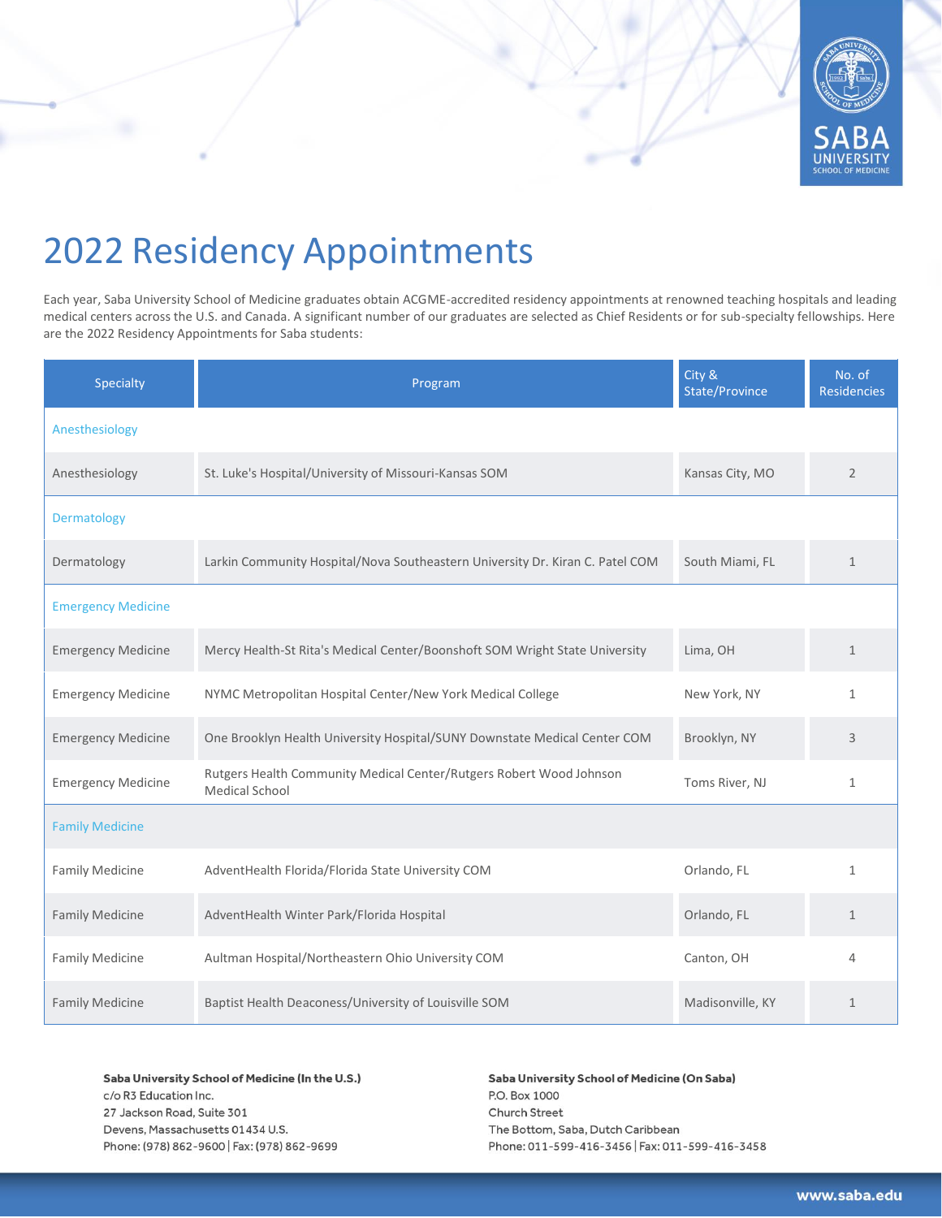# 2022 Residency Appointments

Each year, Saba University School of Medicine graduates obtain ACGME-accredited residency appointments at renowned teaching hospitals and leading medical centers across the U.S. and Canada. A significant number of our graduates are selected as Chief Residents or for sub-specialty fellowships. Here are the 2022 Residency Appointments for Saba students:

| Specialty | Program | City & State/Province | No. of Residencies |
|---|---|---|---|
| Anesthesiology | | | |
| Anesthesiology | St. Luke's Hospital/University of Missouri-Kansas SOM | Kansas City, MO | 2 |
| Dermatology | | | |
| Dermatology | Larkin Community Hospital/Nova Southeastern University Dr. Kiran C. Patel COM | South Miami, FL | 1 |
| Emergency Medicine | | | |
| Emergency Medicine | Mercy Health-St Rita's Medical Center/Boonshoft SOM Wright State University | Lima, OH | 1 |
| Emergency Medicine | NYMC Metropolitan Hospital Center/New York Medical College | New York, NY | 1 |
| Emergency Medicine | One Brooklyn Health University Hospital/SUNY Downstate Medical Center COM | Brooklyn, NY | 3 |
| Emergency Medicine | Rutgers Health Community Medical Center/Rutgers Robert Wood Johnson Medical School | Toms River, NJ | 1 |
| Family Medicine | | | |
| Family Medicine | AdventHealth Florida/Florida State University COM | Orlando, FL | 1 |
| Family Medicine | AdventHealth Winter Park/Florida Hospital | Orlando, FL | 1 |
| Family Medicine | Aultman Hospital/Northeastern Ohio University COM | Canton, OH | 4 |
| Family Medicine | Baptist Health Deaconess/University of Louisville SOM | Madisonville, KY | 1 |

**Saba University School of Medicine (In the U.S.)**
c/o R3 Education Inc.
27 Jackson Road, Suite 301
Devens, Massachusetts 01434 U.S.
Phone: (978) 862-9600 | Fax: (978) 862-9699

**Saba University School of Medicine (On Saba)**
P.O. Box 1000
Church Street
The Bottom, Saba, Dutch Caribbean
Phone: 011-599-416-3456 | Fax: 011-599-416-3458

www.saba.edu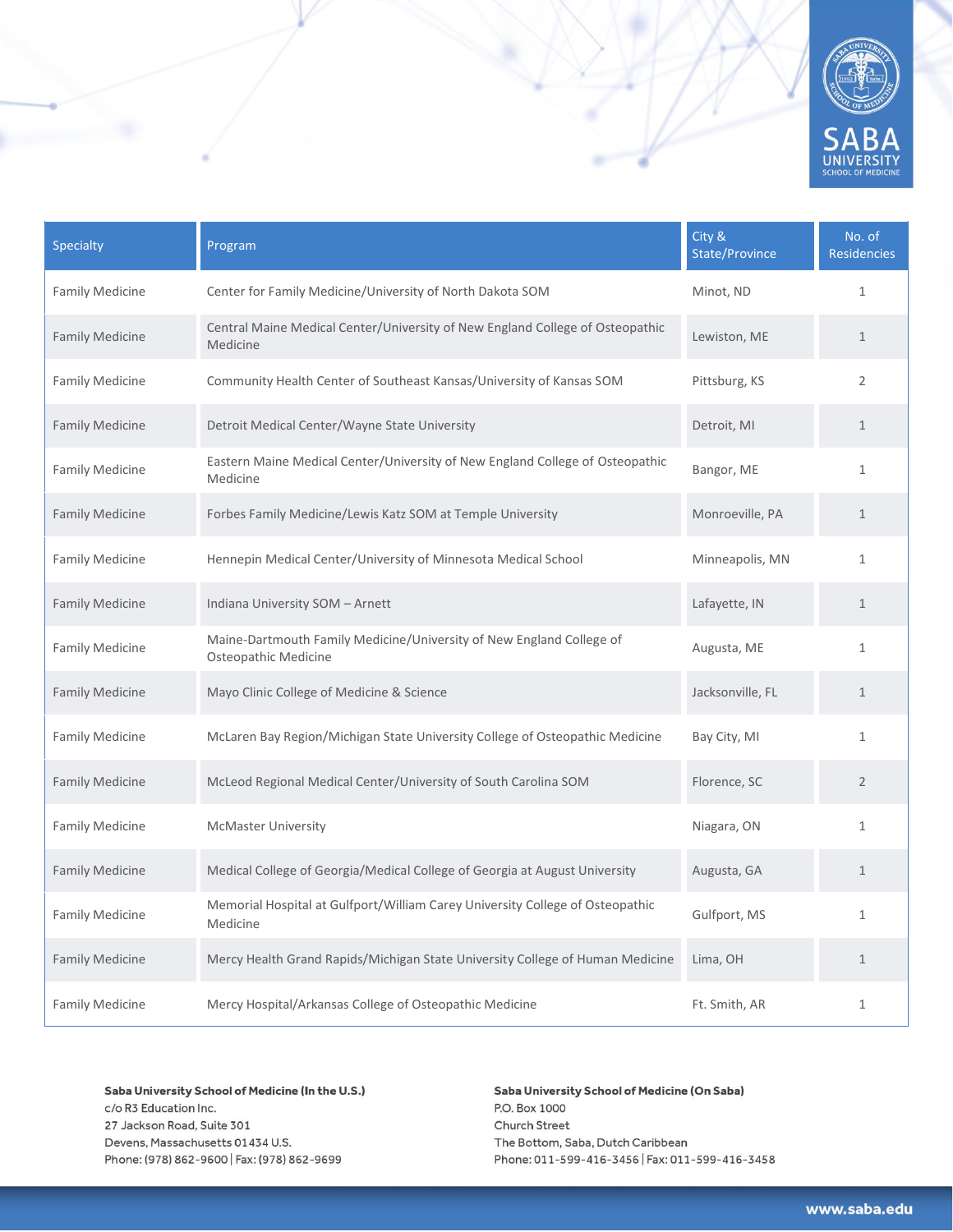| Specialty | Program | City & State/Province | No. of Residencies |
|---|---|---|---|
| Family Medicine | Center for Family Medicine/University of North Dakota SOM | Minot, ND | 1 |
| Family Medicine | Central Maine Medical Center/University of New England College of Osteopathic Medicine | Lewiston, ME | 1 |
| Family Medicine | Community Health Center of Southeast Kansas/University of Kansas SOM | Pittsburg, KS | 2 |
| Family Medicine | Detroit Medical Center/Wayne State University | Detroit, MI | 1 |
| Family Medicine | Eastern Maine Medical Center/University of New England College of Osteopathic Medicine | Bangor, ME | 1 |
| Family Medicine | Forbes Family Medicine/Lewis Katz SOM at Temple University | Monroeville, PA | 1 |
| Family Medicine | Hennepin Medical Center/University of Minnesota Medical School | Minneapolis, MN | 1 |
| Family Medicine | Indiana University SOM – Arnett | Lafayette, IN | 1 |
| Family Medicine | Maine-Dartmouth Family Medicine/University of New England College of Osteopathic Medicine | Augusta, ME | 1 |
| Family Medicine | Mayo Clinic College of Medicine & Science | Jacksonville, FL | 1 |
| Family Medicine | McLaren Bay Region/Michigan State University College of Osteopathic Medicine | Bay City, MI | 1 |
| Family Medicine | McLeod Regional Medical Center/University of South Carolina SOM | Florence, SC | 2 |
| Family Medicine | McMaster University | Niagara, ON | 1 |
| Family Medicine | Medical College of Georgia/Medical College of Georgia at August University | Augusta, GA | 1 |
| Family Medicine | Memorial Hospital at Gulfport/William Carey University College of Osteopathic Medicine | Gulfport, MS | 1 |
| Family Medicine | Mercy Health Grand Rapids/Michigan State University College of Human Medicine | Lima, OH | 1 |
| Family Medicine | Mercy Hospital/Arkansas College of Osteopathic Medicine | Ft. Smith, AR | 1 |

**Saba University School of Medicine (In the U.S.)**
c/o R3 Education Inc.
27 Jackson Road, Suite 301
Devens, Massachusetts 01434 U.S.
Phone: (978) 862-9600 | Fax: (978) 862-9699

**Saba University School of Medicine (On Saba)**
P.O. Box 1000
Church Street
The Bottom, Saba, Dutch Caribbean
Phone: 011-599-416-3456 | Fax: 011-599-416-3458

www.saba.edu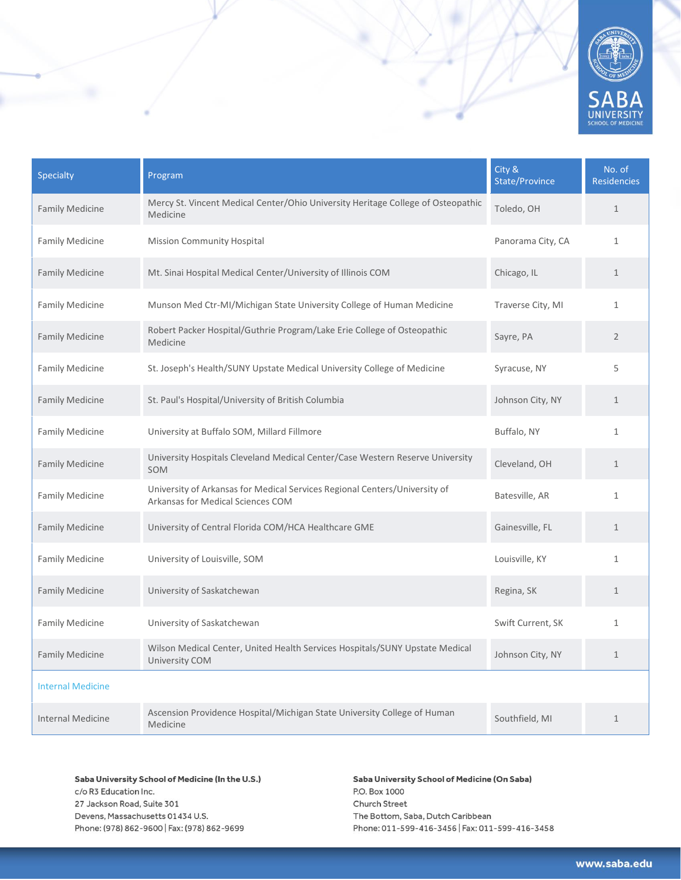| Specialty | Program | City & State/Province | No. of Residencies |
|---|---|---|---|
| Family Medicine | Mercy St. Vincent Medical Center/Ohio University Heritage College of Osteopathic Medicine | Toledo, OH | 1 |
| Family Medicine | Mission Community Hospital | Panorama City, CA | 1 |
| Family Medicine | Mt. Sinai Hospital Medical Center/University of Illinois COM | Chicago, IL | 1 |
| Family Medicine | Munson Med Ctr-MI/Michigan State University College of Human Medicine | Traverse City, MI | 1 |
| Family Medicine | Robert Packer Hospital/Guthrie Program/Lake Erie College of Osteopathic Medicine | Sayre, PA | 2 |
| Family Medicine | St. Joseph's Health/SUNY Upstate Medical University College of Medicine | Syracuse, NY | 5 |
| Family Medicine | St. Paul's Hospital/University of British Columbia | Johnson City, NY | 1 |
| Family Medicine | University at Buffalo SOM, Millard Fillmore | Buffalo, NY | 1 |
| Family Medicine | University Hospitals Cleveland Medical Center/Case Western Reserve University SOM | Cleveland, OH | 1 |
| Family Medicine | University of Arkansas for Medical Services Regional Centers/University of Arkansas for Medical Sciences COM | Batesville, AR | 1 |
| Family Medicine | University of Central Florida COM/HCA Healthcare GME | Gainesville, FL | 1 |
| Family Medicine | University of Louisville, SOM | Louisville, KY | 1 |
| Family Medicine | University of Saskatchewan | Regina, SK | 1 |
| Family Medicine | University of Saskatchewan | Swift Current, SK | 1 |
| Family Medicine | Wilson Medical Center, United Health Services Hospitals/SUNY Upstate Medical University COM | Johnson City, NY | 1 |
| Internal Medicine | | | |
| Internal Medicine | Ascension Providence Hospital/Michigan State University College of Human Medicine | Southfield, MI | 1 |

**Saba University School of Medicine (In the U.S.)**
c/o R3 Education Inc.
27 Jackson Road, Suite 301
Devens, Massachusetts 01434 U.S.
Phone: (978) 862-9600 | Fax: (978) 862-9699

**Saba University School of Medicine (On Saba)**
P.O. Box 1000
Church Street
The Bottom, Saba, Dutch Caribbean
Phone: 011-599-416-3456 | Fax: 011-599-416-3458

www.saba.edu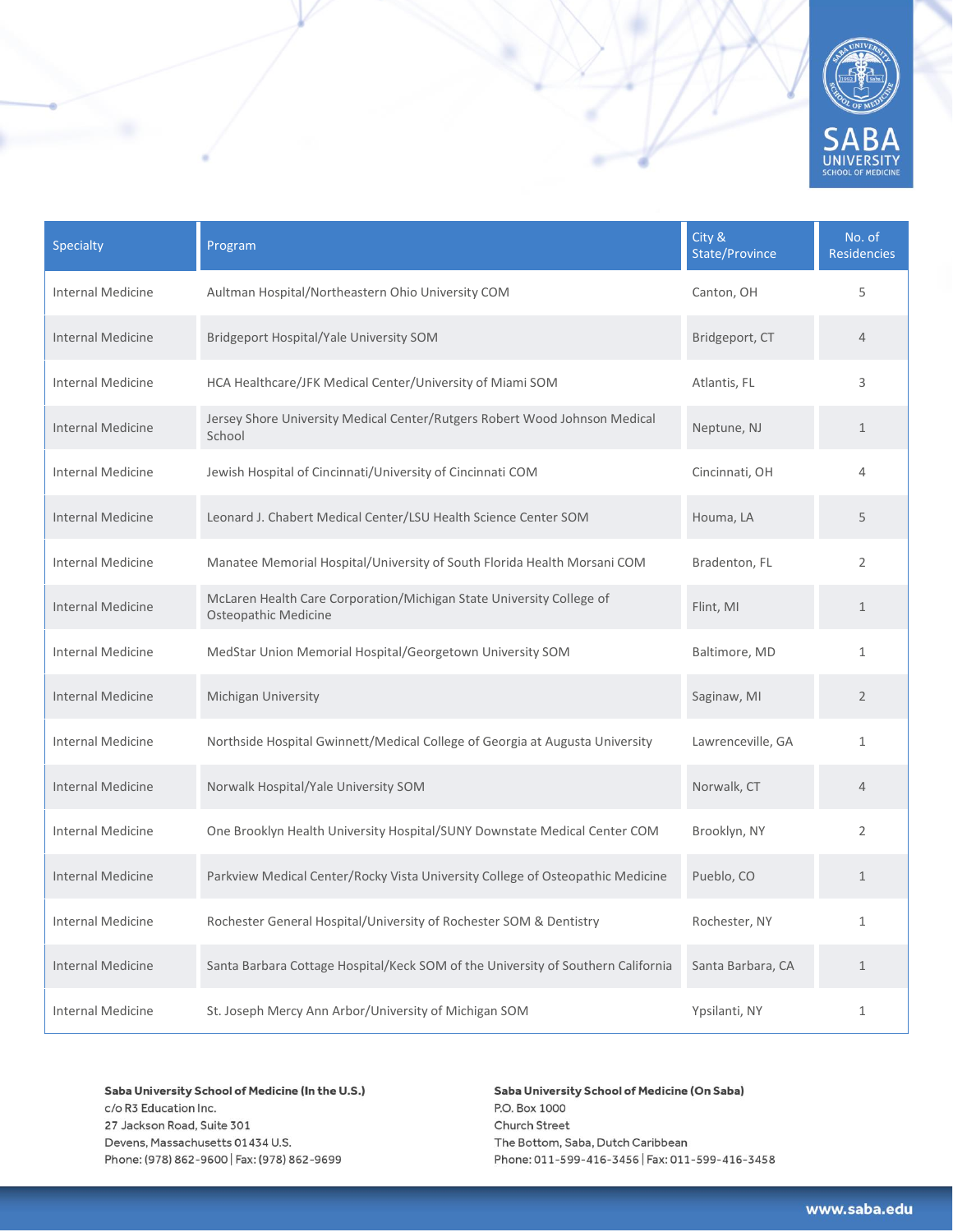| Specialty | Program | City & State/Province | No. of Residencies |
|---|---|---|---|
| Internal Medicine | Aultman Hospital/Northeastern Ohio University COM | Canton, OH | 5 |
| Internal Medicine | Bridgeport Hospital/Yale University SOM | Bridgeport, CT | 4 |
| Internal Medicine | HCA Healthcare/JFK Medical Center/University of Miami SOM | Atlantis, FL | 3 |
| Internal Medicine | Jersey Shore University Medical Center/Rutgers Robert Wood Johnson Medical School | Neptune, NJ | 1 |
| Internal Medicine | Jewish Hospital of Cincinnati/University of Cincinnati COM | Cincinnati, OH | 4 |
| Internal Medicine | Leonard J. Chabert Medical Center/LSU Health Science Center SOM | Houma, LA | 5 |
| Internal Medicine | Manatee Memorial Hospital/University of South Florida Health Morsani COM | Bradenton, FL | 2 |
| Internal Medicine | McLaren Health Care Corporation/Michigan State University College of Osteopathic Medicine | Flint, MI | 1 |
| Internal Medicine | MedStar Union Memorial Hospital/Georgetown University SOM | Baltimore, MD | 1 |
| Internal Medicine | Michigan University | Saginaw, MI | 2 |
| Internal Medicine | Northside Hospital Gwinnett/Medical College of Georgia at Augusta University | Lawrenceville, GA | 1 |
| Internal Medicine | Norwalk Hospital/Yale University SOM | Norwalk, CT | 4 |
| Internal Medicine | One Brooklyn Health University Hospital/SUNY Downstate Medical Center COM | Brooklyn, NY | 2 |
| Internal Medicine | Parkview Medical Center/Rocky Vista University College of Osteopathic Medicine | Pueblo, CO | 1 |
| Internal Medicine | Rochester General Hospital/University of Rochester SOM & Dentistry | Rochester, NY | 1 |
| Internal Medicine | Santa Barbara Cottage Hospital/Keck SOM of the University of Southern California | Santa Barbara, CA | 1 |
| Internal Medicine | St. Joseph Mercy Ann Arbor/University of Michigan SOM | Ypsilanti, NY | 1 |

**Saba University School of Medicine (In the U.S.)**
c/o R3 Education Inc.
27 Jackson Road, Suite 301
Devens, Massachusetts 01434 U.S.
Phone: (978) 862-9600 | Fax: (978) 862-9699

**Saba University School of Medicine (On Saba)**
P.O. Box 1000
Church Street
The Bottom, Saba, Dutch Caribbean
Phone: 011-599-416-3456 | Fax: 011-599-416-3458

www.saba.edu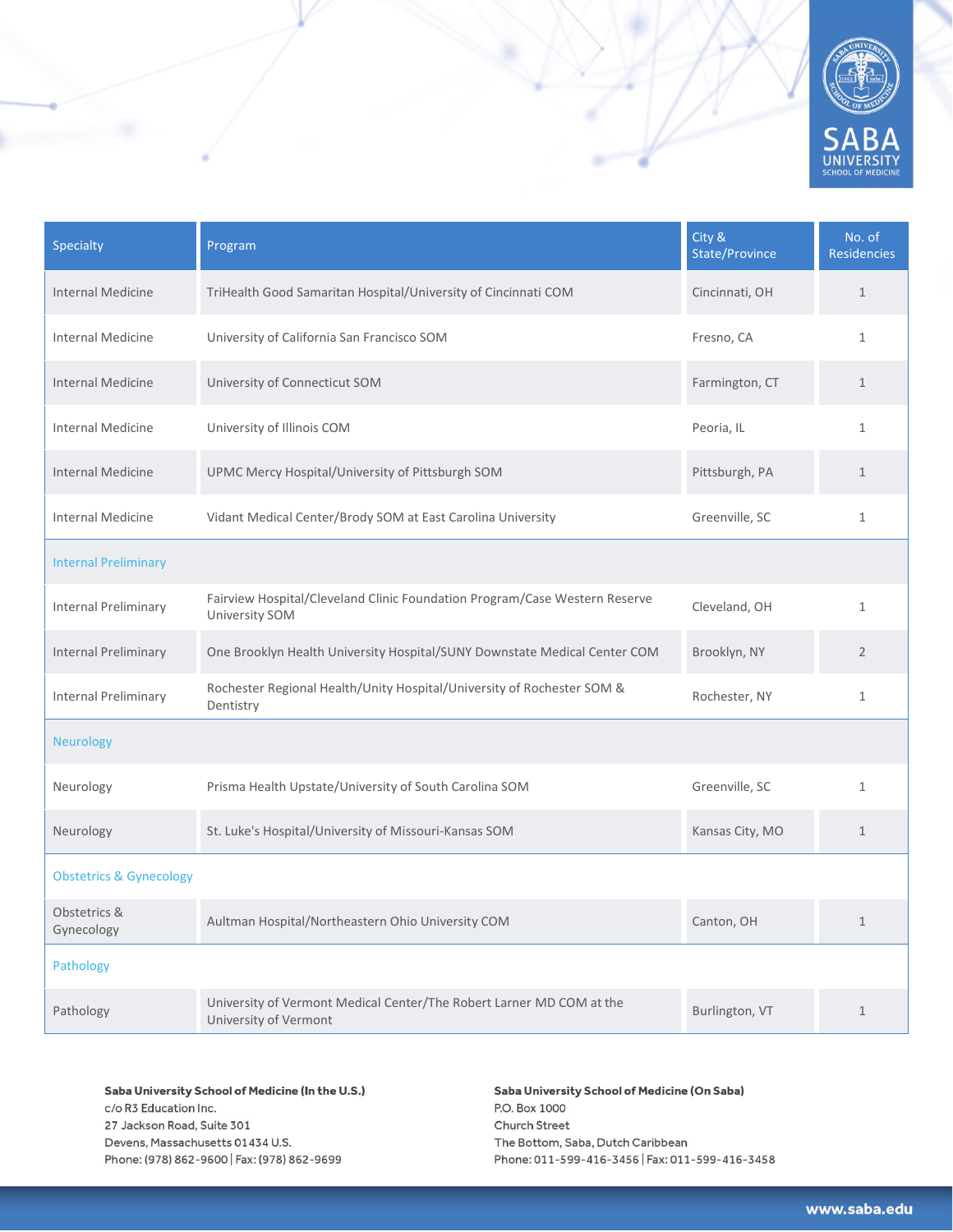| Specialty | Program | City & State/Province | No. of Residencies |
|---|---|---|---|
| Internal Medicine | TriHealth Good Samaritan Hospital/University of Cincinnati COM | Cincinnati, OH | 1 |
| Internal Medicine | University of California San Francisco SOM | Fresno, CA | 1 |
| Internal Medicine | University of Connecticut SOM | Farmington, CT | 1 |
| Internal Medicine | University of Illinois COM | Peoria, IL | 1 |
| Internal Medicine | UPMC Mercy Hospital/University of Pittsburgh SOM | Pittsburgh, PA | 1 |
| Internal Medicine | Vidant Medical Center/Brody SOM at East Carolina University | Greenville, SC | 1 |
| Internal Preliminary | | | |
| Internal Preliminary | Fairview Hospital/Cleveland Clinic Foundation Program/Case Western Reserve University SOM | Cleveland, OH | 1 |
| Internal Preliminary | One Brooklyn Health University Hospital/SUNY Downstate Medical Center COM | Brooklyn, NY | 2 |
| Internal Preliminary | Rochester Regional Health/Unity Hospital/University of Rochester SOM & Dentistry | Rochester, NY | 1 |
| Neurology | | | |
| Neurology | Prisma Health Upstate/University of South Carolina SOM | Greenville, SC | 1 |
| Neurology | St. Luke's Hospital/University of Missouri-Kansas SOM | Kansas City, MO | 1 |
| Obstetrics & Gynecology | | | |
| Obstetrics & Gynecology | Aultman Hospital/Northeastern Ohio University COM | Canton, OH | 1 |
| Pathology | | | |
| Pathology | University of Vermont Medical Center/The Robert Larner MD COM at the University of Vermont | Burlington, VT | 1 |

**Saba University School of Medicine (In the U.S.)**
c/o R3 Education Inc.
27 Jackson Road, Suite 301
Devens, Massachusetts 01434 U.S.
Phone: (978) 862-9600 | Fax: (978) 862-9699

**Saba University School of Medicine (On Saba)**
P.O. Box 1000
Church Street
The Bottom, Saba, Dutch Caribbean
Phone: 011-599-416-3456 | Fax: 011-599-416-3458

www.saba.edu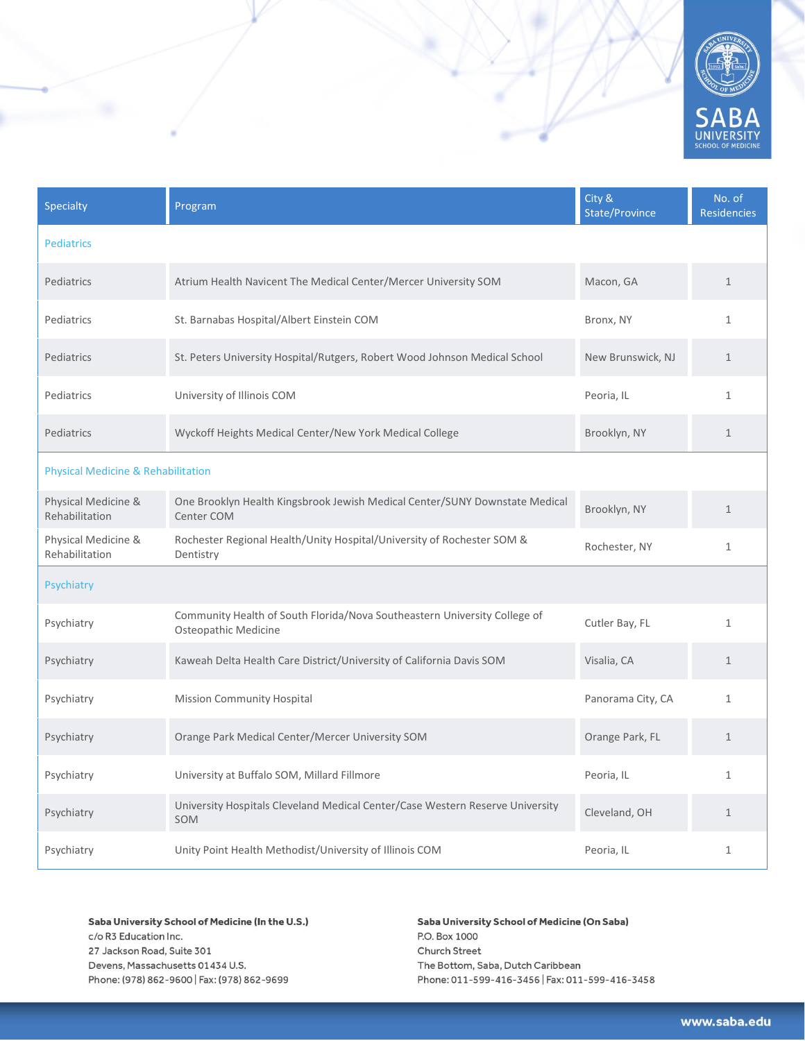| Specialty | Program | City & State/Province | No. of Residencies |
|---|---|---|---|
| Pediatrics | | | |
| Pediatrics | Atrium Health Navicent The Medical Center/Mercer University SOM | Macon, GA | 1 |
| Pediatrics | St. Barnabas Hospital/Albert Einstein COM | Bronx, NY | 1 |
| Pediatrics | St. Peters University Hospital/Rutgers, Robert Wood Johnson Medical School | New Brunswick, NJ | 1 |
| Pediatrics | University of Illinois COM | Peoria, IL | 1 |
| Pediatrics | Wyckoff Heights Medical Center/New York Medical College | Brooklyn, NY | 1 |
| Physical Medicine & Rehabilitation | | | |
| Physical Medicine & Rehabilitation | One Brooklyn Health Kingsbrook Jewish Medical Center/SUNY Downstate Medical Center COM | Brooklyn, NY | 1 |
| Physical Medicine & Rehabilitation | Rochester Regional Health/Unity Hospital/University of Rochester SOM & Dentistry | Rochester, NY | 1 |
| Psychiatry | | | |
| Psychiatry | Community Health of South Florida/Nova Southeastern University College of Osteopathic Medicine | Cutler Bay, FL | 1 |
| Psychiatry | Kaweah Delta Health Care District/University of California Davis SOM | Visalia, CA | 1 |
| Psychiatry | Mission Community Hospital | Panorama City, CA | 1 |
| Psychiatry | Orange Park Medical Center/Mercer University SOM | Orange Park, FL | 1 |
| Psychiatry | University at Buffalo SOM, Millard Fillmore | Peoria, IL | 1 |
| Psychiatry | University Hospitals Cleveland Medical Center/Case Western Reserve University SOM | Cleveland, OH | 1 |
| Psychiatry | Unity Point Health Methodist/University of Illinois COM | Peoria, IL | 1 |

**Saba University School of Medicine (In the U.S.)**
c/o R3 Education Inc.
27 Jackson Road, Suite 301
Devens, Massachusetts 01434 U.S.
Phone: (978) 862-9600 | Fax: (978) 862-9699

**Saba University School of Medicine (On Saba)**
P.O. Box 1000
Church Street
The Bottom, Saba, Dutch Caribbean
Phone: 011-599-416-3456 | Fax: 011-599-416-3458

www.saba.edu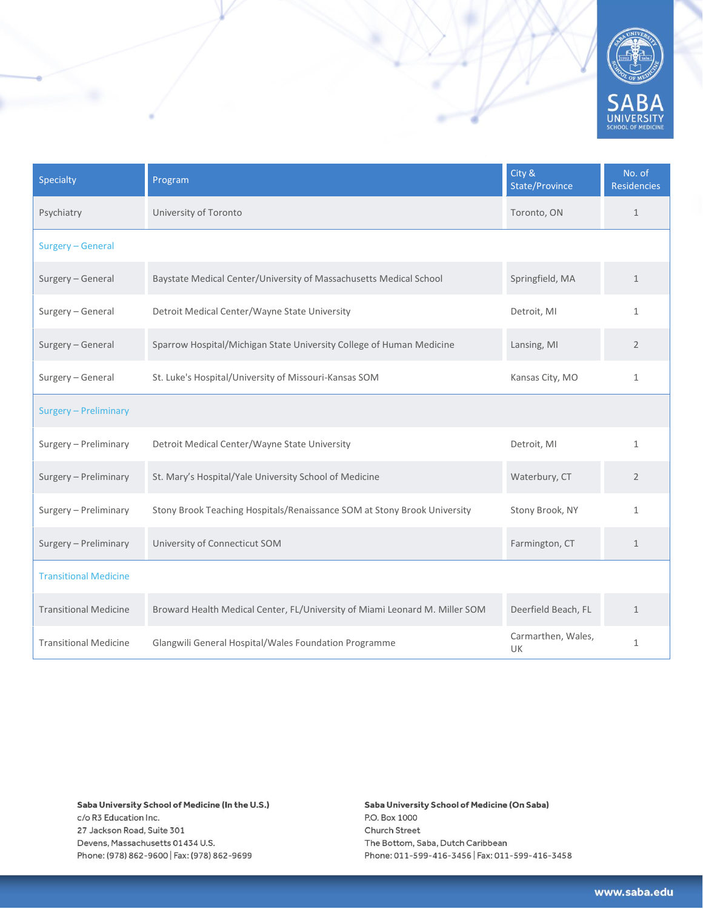| Specialty | Program | City & State/Province | No. of Residencies |
|---|---|---|---|
| Psychiatry | University of Toronto | Toronto, ON | 1 |
| Surgery – General | | | |
| Surgery – General | Baystate Medical Center/University of Massachusetts Medical School | Springfield, MA | 1 |
| Surgery – General | Detroit Medical Center/Wayne State University | Detroit, MI | 1 |
| Surgery – General | Sparrow Hospital/Michigan State University College of Human Medicine | Lansing, MI | 2 |
| Surgery – General | St. Luke's Hospital/University of Missouri-Kansas SOM | Kansas City, MO | 1 |
| Surgery – Preliminary | | | |
| Surgery – Preliminary | Detroit Medical Center/Wayne State University | Detroit, MI | 1 |
| Surgery – Preliminary | St. Mary's Hospital/Yale University School of Medicine | Waterbury, CT | 2 |
| Surgery – Preliminary | Stony Brook Teaching Hospitals/Renaissance SOM at Stony Brook University | Stony Brook, NY | 1 |
| Surgery – Preliminary | University of Connecticut SOM | Farmington, CT | 1 |
| Transitional Medicine | | | |
| Transitional Medicine | Broward Health Medical Center, FL/University of Miami Leonard M. Miller SOM | Deerfield Beach, FL | 1 |
| Transitional Medicine | Glangwili General Hospital/Wales Foundation Programme | Carmarthen, Wales, UK | 1 |

**Saba University School of Medicine (In the U.S.)**
c/o R3 Education Inc.
27 Jackson Road, Suite 301
Devens, Massachusetts 01434 U.S.
Phone: (978) 862-9600 | Fax: (978) 862-9699

**Saba University School of Medicine (On Saba)**
P.O. Box 1000
Church Street
The Bottom, Saba, Dutch Caribbean
Phone: 011-599-416-3456 | Fax: 011-599-416-3458

www.saba.edu